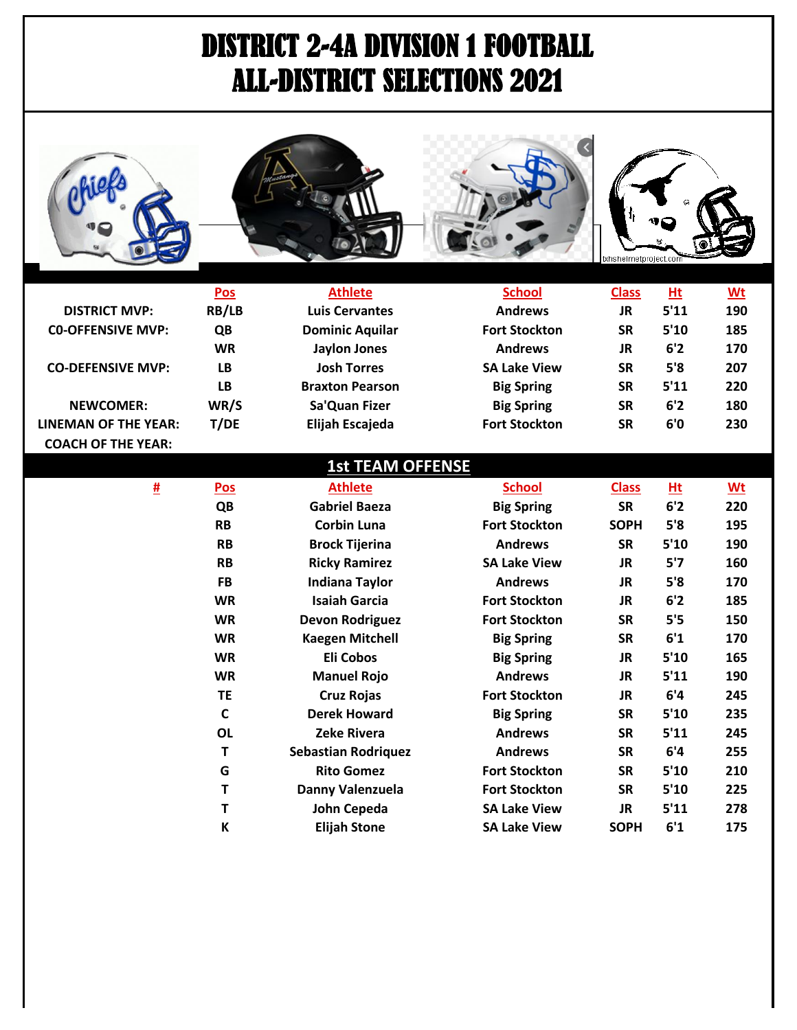# DISTRICT 2-4A DIVISION 1 FOOTBALL
# ALL-DISTRICT SELECTIONS 2021

txhshelmetproject.com

| | Pos | Athlete | School | Class | Ht | Wt |
|---|---|---|---|---|---|---|
| DISTRICT MVP: | RB/LB | Luis Cervantes | Andrews | JR | 5'11 | 190 |
| C0-OFFENSIVE MVP: | QB | Dominic Aquilar | Fort Stockton | SR | 5'10 | 185 |
| | WR | Jaylon Jones | Andrews | JR | 6'2 | 170 |
| CO-DEFENSIVE MVP: | LB | Josh Torres | SA Lake View | SR | 5'8 | 207 |
| | LB | Braxton Pearson | Big Spring | SR | 5'11 | 220 |
| NEWCOMER: | WR/S | Sa'Quan Fizer | Big Spring | SR | 6'2 | 180 |
| LINEMAN OF THE YEAR: | T/DE | Elijah Escajeda | Fort Stockton | SR | 6'0 | 230 |
| COACH OF THE YEAR: | | | | | | |

## 1st TEAM OFFENSE

| # | Pos | Athlete | School | Class | Ht | Wt |
|---|---|---|---|---|---|---|
| | QB | Gabriel Baeza | Big Spring | SR | 6'2 | 220 |
| | RB | Corbin Luna | Fort Stockton | SOPH | 5'8 | 195 |
| | RB | Brock Tijerina | Andrews | SR | 5'10 | 190 |
| | RB | Ricky Ramirez | SA Lake View | JR | 5'7 | 160 |
| | FB | Indiana Taylor | Andrews | JR | 5'8 | 170 |
| | WR | Isaiah Garcia | Fort Stockton | JR | 6'2 | 185 |
| | WR | Devon Rodriguez | Fort Stockton | SR | 5'5 | 150 |
| | WR | Kaegen Mitchell | Big Spring | SR | 6'1 | 170 |
| | WR | Eli Cobos | Big Spring | JR | 5'10 | 165 |
| | WR | Manuel Rojo | Andrews | JR | 5'11 | 190 |
| | TE | Cruz Rojas | Fort Stockton | JR | 6'4 | 245 |
| | C | Derek Howard | Big Spring | SR | 5'10 | 235 |
| | OL | Zeke Rivera | Andrews | SR | 5'11 | 245 |
| | T | Sebastian Rodriquez | Andrews | SR | 6'4 | 255 |
| | G | Rito Gomez | Fort Stockton | SR | 5'10 | 210 |
| | T | Danny Valenzuela | Fort Stockton | SR | 5'10 | 225 |
| | T | John Cepeda | SA Lake View | JR | 5'11 | 278 |
| | K | Elijah Stone | SA Lake View | SOPH | 6'1 | 175 |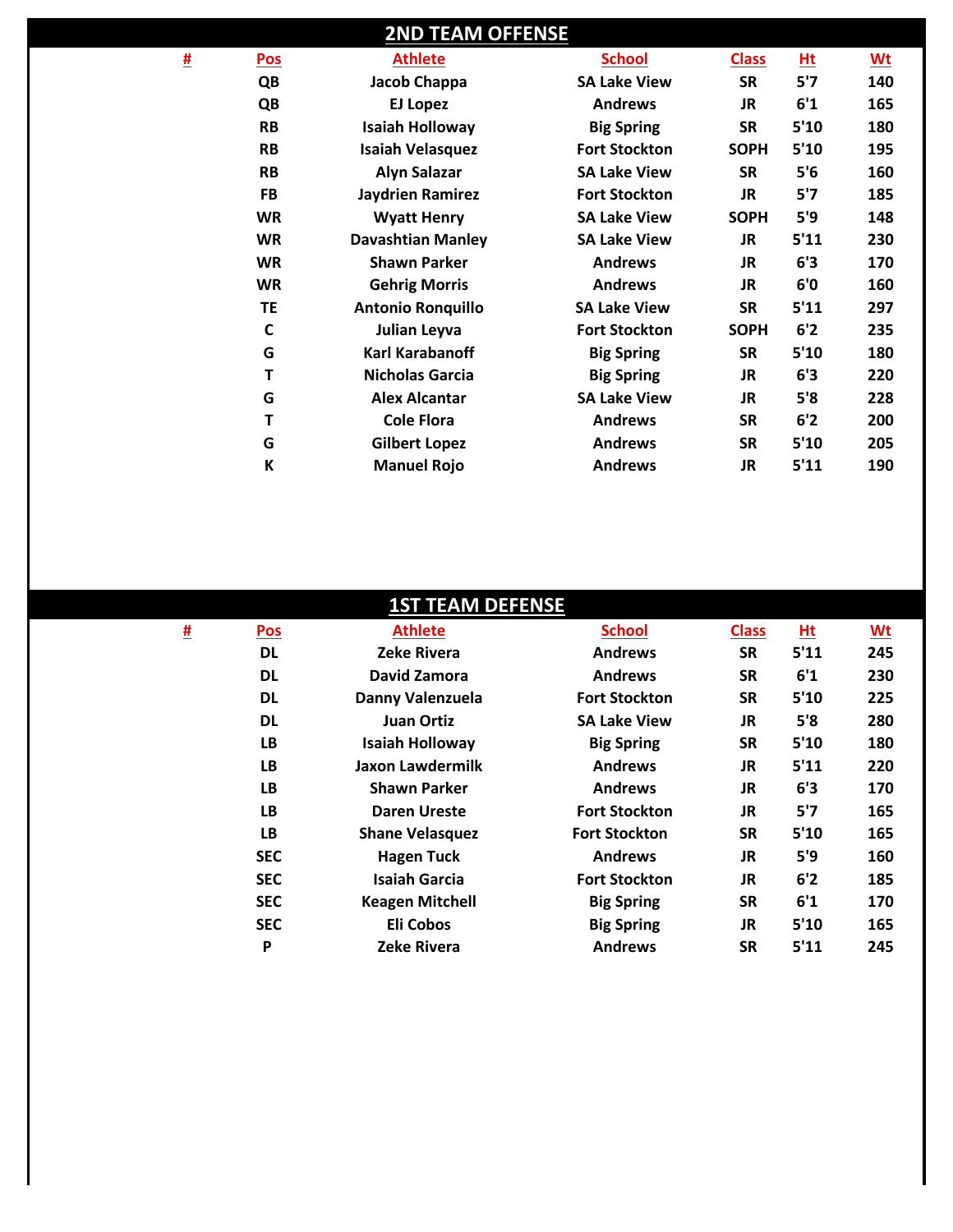## 2ND TEAM OFFENSE

| # | Pos | Athlete | School | Class | Ht | Wt |
|---|---|---|---|---|---|---|
| | QB | Jacob Chappa | SA Lake View | SR | 5'7 | 140 |
| | QB | EJ Lopez | Andrews | JR | 6'1 | 165 |
| | RB | Isaiah Holloway | Big Spring | SR | 5'10 | 180 |
| | RB | Isaiah Velasquez | Fort Stockton | SOPH | 5'10 | 195 |
| | RB | Alyn Salazar | SA Lake View | SR | 5'6 | 160 |
| | FB | Jaydrien Ramirez | Fort Stockton | JR | 5'7 | 185 |
| | WR | Wyatt Henry | SA Lake View | SOPH | 5'9 | 148 |
| | WR | Davashtian Manley | SA Lake View | JR | 5'11 | 230 |
| | WR | Shawn Parker | Andrews | JR | 6'3 | 170 |
| | WR | Gehrig Morris | Andrews | JR | 6'0 | 160 |
| | TE | Antonio Ronquillo | SA Lake View | SR | 5'11 | 297 |
| | C | Julian Leyva | Fort Stockton | SOPH | 6'2 | 235 |
| | G | Karl Karabanoff | Big Spring | SR | 5'10 | 180 |
| | T | Nicholas Garcia | Big Spring | JR | 6'3 | 220 |
| | G | Alex Alcantar | SA Lake View | JR | 5'8 | 228 |
| | T | Cole Flora | Andrews | SR | 6'2 | 200 |
| | G | Gilbert Lopez | Andrews | SR | 5'10 | 205 |
| | K | Manuel Rojo | Andrews | JR | 5'11 | 190 |

## 1ST TEAM DEFENSE

| # | Pos | Athlete | School | Class | Ht | Wt |
|---|---|---|---|---|---|---|
| | DL | Zeke Rivera | Andrews | SR | 5'11 | 245 |
| | DL | David Zamora | Andrews | SR | 6'1 | 230 |
| | DL | Danny Valenzuela | Fort Stockton | SR | 5'10 | 225 |
| | DL | Juan Ortiz | SA Lake View | JR | 5'8 | 280 |
| | LB | Isaiah Holloway | Big Spring | SR | 5'10 | 180 |
| | LB | Jaxon Lawdermilk | Andrews | JR | 5'11 | 220 |
| | LB | Shawn Parker | Andrews | JR | 6'3 | 170 |
| | LB | Daren Ureste | Fort Stockton | JR | 5'7 | 165 |
| | LB | Shane Velasquez | Fort Stockton | SR | 5'10 | 165 |
| | SEC | Hagen Tuck | Andrews | JR | 5'9 | 160 |
| | SEC | Isaiah Garcia | Fort Stockton | JR | 6'2 | 185 |
| | SEC | Keagen Mitchell | Big Spring | SR | 6'1 | 170 |
| | SEC | Eli Cobos | Big Spring | JR | 5'10 | 165 |
| | P | Zeke Rivera | Andrews | SR | 5'11 | 245 |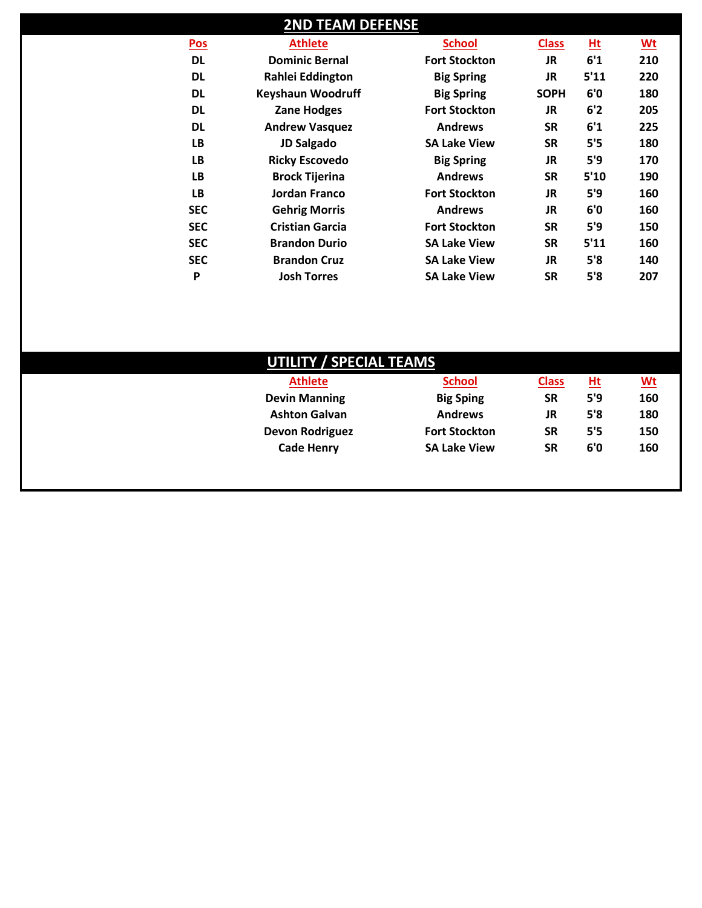## 2ND TEAM DEFENSE

| Pos | Athlete | School | Class | Ht | Wt |
|---|---|---|---|---|---|
| DL | Dominic Bernal | Fort Stockton | JR | 6'1 | 210 |
| DL | Rahlei Eddington | Big Spring | JR | 5'11 | 220 |
| DL | Keyshaun Woodruff | Big Spring | SOPH | 6'0 | 180 |
| DL | Zane Hodges | Fort Stockton | JR | 6'2 | 205 |
| DL | Andrew Vasquez | Andrews | SR | 6'1 | 225 |
| LB | JD Salgado | SA Lake View | SR | 5'5 | 180 |
| LB | Ricky Escovedo | Big Spring | JR | 5'9 | 170 |
| LB | Brock Tijerina | Andrews | SR | 5'10 | 190 |
| LB | Jordan Franco | Fort Stockton | JR | 5'9 | 160 |
| SEC | Gehrig Morris | Andrews | JR | 6'0 | 160 |
| SEC | Cristian Garcia | Fort Stockton | SR | 5'9 | 150 |
| SEC | Brandon Durio | SA Lake View | SR | 5'11 | 160 |
| SEC | Brandon Cruz | SA Lake View | JR | 5'8 | 140 |
| P | Josh Torres | SA Lake View | SR | 5'8 | 207 |

## UTILITY / SPECIAL TEAMS

| Athlete | School | Class | Ht | Wt |
|---|---|---|---|---|
| Devin Manning | Big Sping | SR | 5'9 | 160 |
| Ashton Galvan | Andrews | JR | 5'8 | 180 |
| Devon Rodriguez | Fort Stockton | SR | 5'5 | 150 |
| Cade Henry | SA Lake View | SR | 6'0 | 160 |